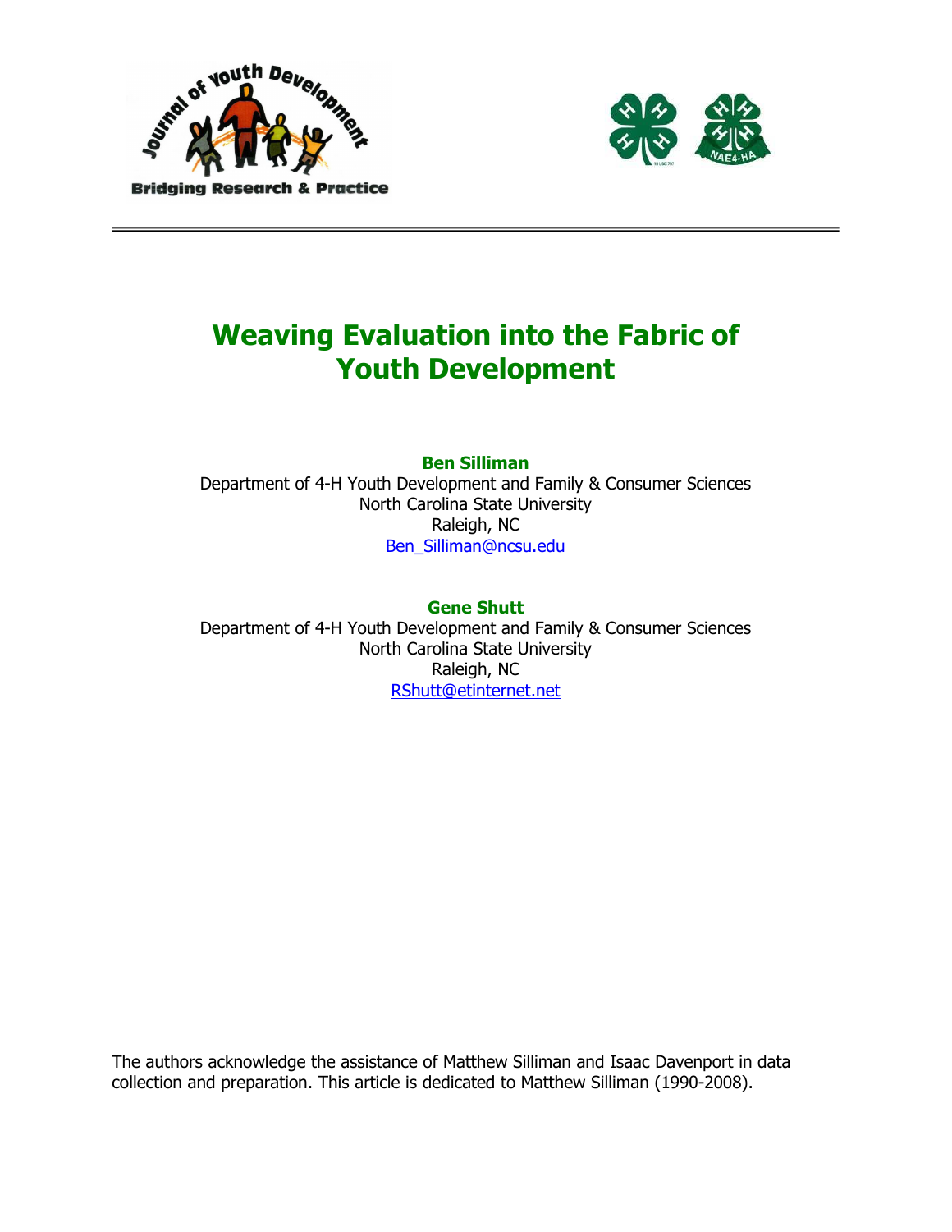# Weaving Evaluation into the Fabric of Youth Development

**Ben Silliman**
Department of 4-H Youth Development and Family & Consumer Sciences
North Carolina State University
Raleigh, NC
Ben_Silliman@ncsu.edu

**Gene Shutt**
Department of 4-H Youth Development and Family & Consumer Sciences
North Carolina State University
Raleigh, NC
RShutt@etinternet.net

The authors acknowledge the assistance of Matthew Silliman and Isaac Davenport in data collection and preparation. This article is dedicated to Matthew Silliman (1990-2008).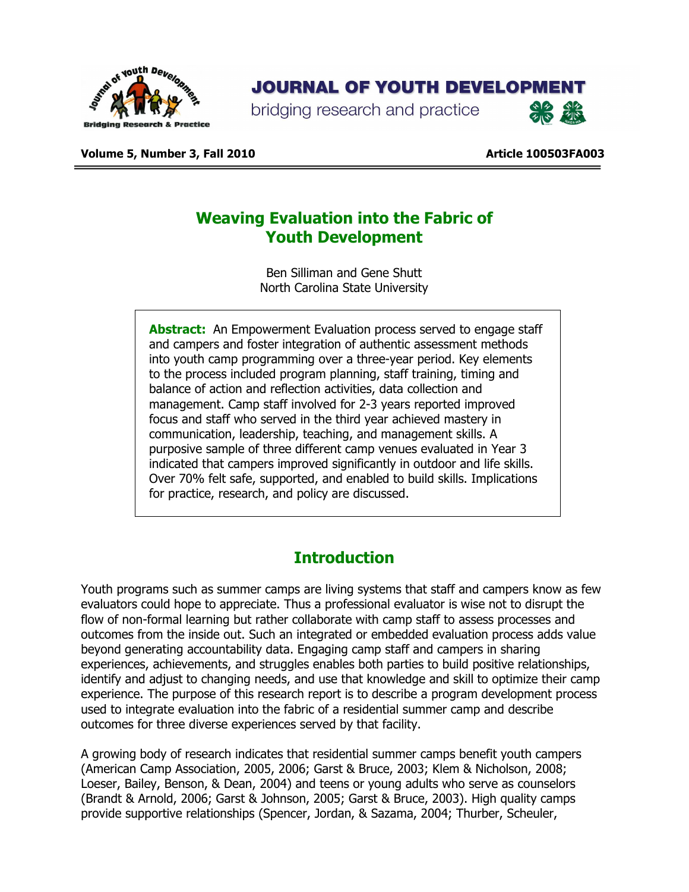# Weaving Evaluation into the Fabric of Youth Development

Ben Silliman and Gene Shutt
North Carolina State University

**Abstract:** An Empowerment Evaluation process served to engage staff and campers and foster integration of authentic assessment methods into youth camp programming over a three-year period. Key elements to the process included program planning, staff training, timing and balance of action and reflection activities, data collection and management. Camp staff involved for 2-3 years reported improved focus and staff who served in the third year achieved mastery in communication, leadership, teaching, and management skills. A purposive sample of three different camp venues evaluated in Year 3 indicated that campers improved significantly in outdoor and life skills. Over 70% felt safe, supported, and enabled to build skills. Implications for practice, research, and policy are discussed.

## Introduction

Youth programs such as summer camps are living systems that staff and campers know as few evaluators could hope to appreciate. Thus a professional evaluator is wise not to disrupt the flow of non-formal learning but rather collaborate with camp staff to assess processes and outcomes from the inside out. Such an integrated or embedded evaluation process adds value beyond generating accountability data. Engaging camp staff and campers in sharing experiences, achievements, and struggles enables both parties to build positive relationships, identify and adjust to changing needs, and use that knowledge and skill to optimize their camp experience. The purpose of this research report is to describe a program development process used to integrate evaluation into the fabric of a residential summer camp and describe outcomes for three diverse experiences served by that facility.

A growing body of research indicates that residential summer camps benefit youth campers (American Camp Association, 2005, 2006; Garst & Bruce, 2003; Klem & Nicholson, 2008; Loeser, Bailey, Benson, & Dean, 2004) and teens or young adults who serve as counselors (Brandt & Arnold, 2006; Garst & Johnson, 2005; Garst & Bruce, 2003). High quality camps provide supportive relationships (Spencer, Jordan, & Sazama, 2004; Thurber, Scheuler,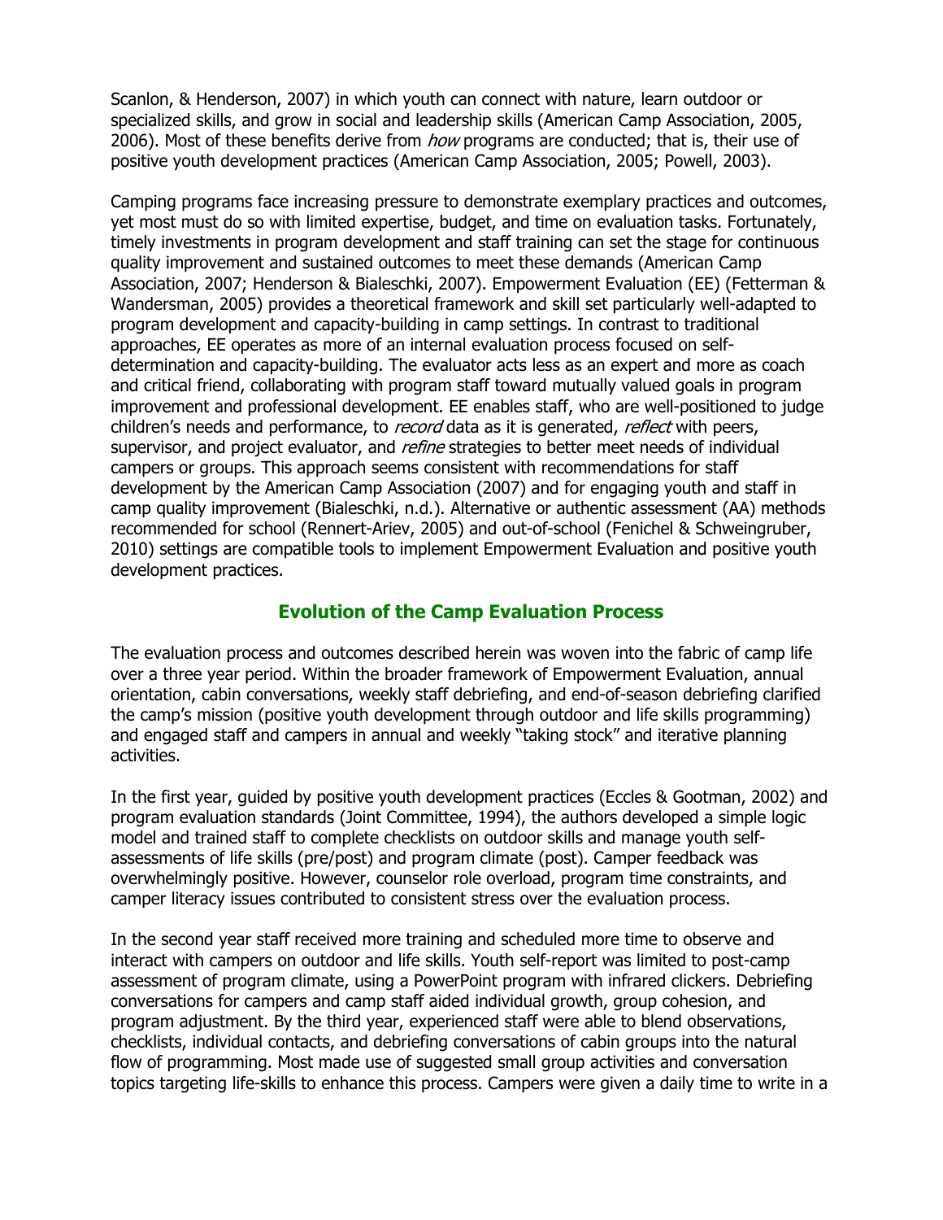Scanlon, & Henderson, 2007) in which youth can connect with nature, learn outdoor or specialized skills, and grow in social and leadership skills (American Camp Association, 2005, 2006). Most of these benefits derive from *how* programs are conducted; that is, their use of positive youth development practices (American Camp Association, 2005; Powell, 2003).

Camping programs face increasing pressure to demonstrate exemplary practices and outcomes, yet most must do so with limited expertise, budget, and time on evaluation tasks. Fortunately, timely investments in program development and staff training can set the stage for continuous quality improvement and sustained outcomes to meet these demands (American Camp Association, 2007; Henderson & Bialeschki, 2007). Empowerment Evaluation (EE) (Fetterman & Wandersman, 2005) provides a theoretical framework and skill set particularly well-adapted to program development and capacity-building in camp settings. In contrast to traditional approaches, EE operates as more of an internal evaluation process focused on self-determination and capacity-building. The evaluator acts less as an expert and more as coach and critical friend, collaborating with program staff toward mutually valued goals in program improvement and professional development. EE enables staff, who are well-positioned to judge children's needs and performance, to *record* data as it is generated, *reflect* with peers, supervisor, and project evaluator, and *refine* strategies to better meet needs of individual campers or groups. This approach seems consistent with recommendations for staff development by the American Camp Association (2007) and for engaging youth and staff in camp quality improvement (Bialeschki, n.d.). Alternative or authentic assessment (AA) methods recommended for school (Rennert-Ariev, 2005) and out-of-school (Fenichel & Schweingruber, 2010) settings are compatible tools to implement Empowerment Evaluation and positive youth development practices.

## Evolution of the Camp Evaluation Process

The evaluation process and outcomes described herein was woven into the fabric of camp life over a three year period. Within the broader framework of Empowerment Evaluation, annual orientation, cabin conversations, weekly staff debriefing, and end-of-season debriefing clarified the camp's mission (positive youth development through outdoor and life skills programming) and engaged staff and campers in annual and weekly "taking stock" and iterative planning activities.

In the first year, guided by positive youth development practices (Eccles & Gootman, 2002) and program evaluation standards (Joint Committee, 1994), the authors developed a simple logic model and trained staff to complete checklists on outdoor skills and manage youth self-assessments of life skills (pre/post) and program climate (post). Camper feedback was overwhelmingly positive. However, counselor role overload, program time constraints, and camper literacy issues contributed to consistent stress over the evaluation process.

In the second year staff received more training and scheduled more time to observe and interact with campers on outdoor and life skills. Youth self-report was limited to post-camp assessment of program climate, using a PowerPoint program with infrared clickers. Debriefing conversations for campers and camp staff aided individual growth, group cohesion, and program adjustment. By the third year, experienced staff were able to blend observations, checklists, individual contacts, and debriefing conversations of cabin groups into the natural flow of programming. Most made use of suggested small group activities and conversation topics targeting life-skills to enhance this process. Campers were given a daily time to write in a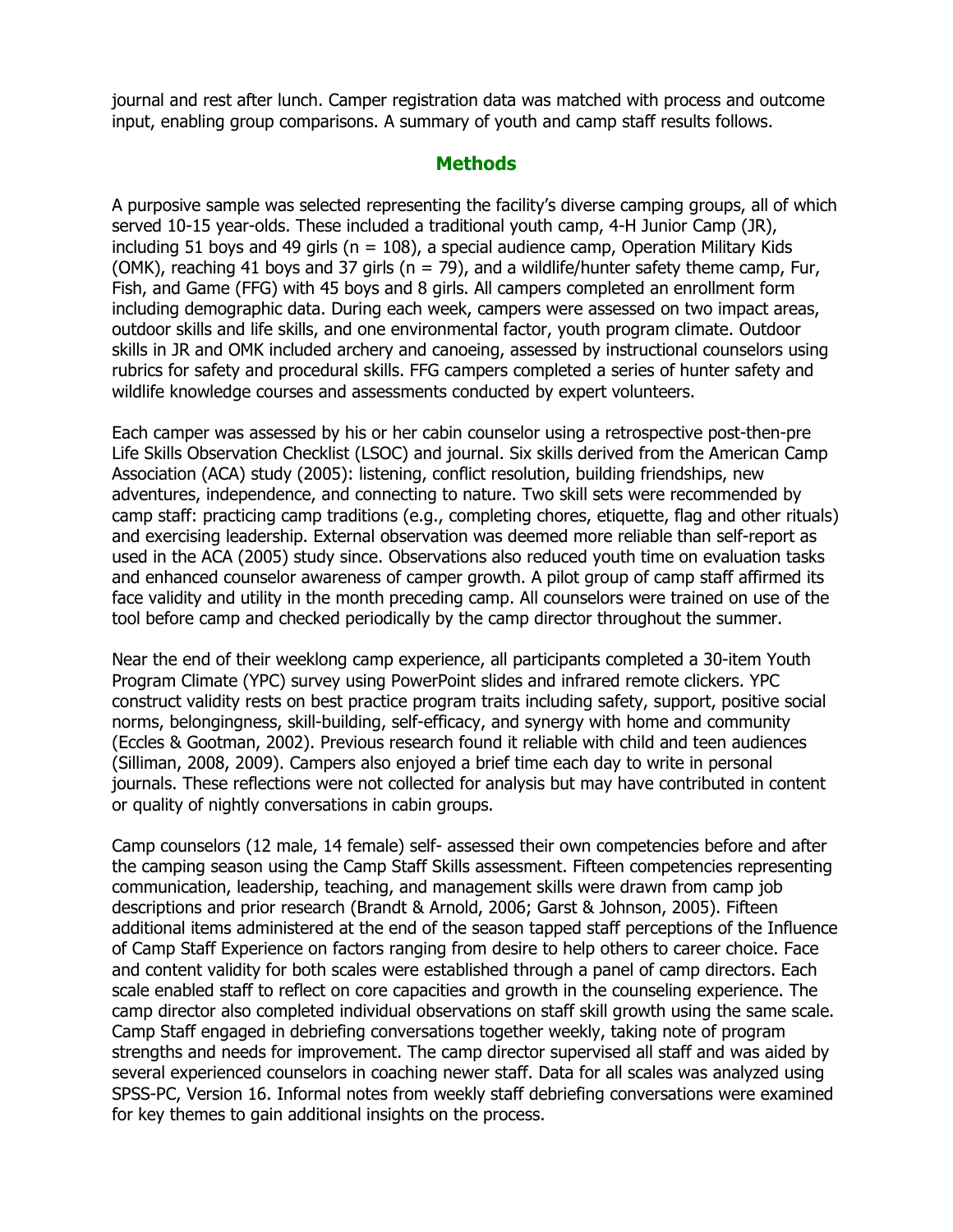journal and rest after lunch. Camper registration data was matched with process and outcome input, enabling group comparisons. A summary of youth and camp staff results follows.

## Methods

A purposive sample was selected representing the facility's diverse camping groups, all of which served 10-15 year-olds. These included a traditional youth camp, 4-H Junior Camp (JR), including 51 boys and 49 girls (n = 108), a special audience camp, Operation Military Kids (OMK), reaching 41 boys and 37 girls (n = 79), and a wildlife/hunter safety theme camp, Fur, Fish, and Game (FFG) with 45 boys and 8 girls. All campers completed an enrollment form including demographic data. During each week, campers were assessed on two impact areas, outdoor skills and life skills, and one environmental factor, youth program climate. Outdoor skills in JR and OMK included archery and canoeing, assessed by instructional counselors using rubrics for safety and procedural skills. FFG campers completed a series of hunter safety and wildlife knowledge courses and assessments conducted by expert volunteers.

Each camper was assessed by his or her cabin counselor using a retrospective post-then-pre Life Skills Observation Checklist (LSOC) and journal. Six skills derived from the American Camp Association (ACA) study (2005): listening, conflict resolution, building friendships, new adventures, independence, and connecting to nature. Two skill sets were recommended by camp staff: practicing camp traditions (e.g., completing chores, etiquette, flag and other rituals) and exercising leadership. External observation was deemed more reliable than self-report as used in the ACA (2005) study since. Observations also reduced youth time on evaluation tasks and enhanced counselor awareness of camper growth. A pilot group of camp staff affirmed its face validity and utility in the month preceding camp. All counselors were trained on use of the tool before camp and checked periodically by the camp director throughout the summer.

Near the end of their weeklong camp experience, all participants completed a 30-item Youth Program Climate (YPC) survey using PowerPoint slides and infrared remote clickers. YPC construct validity rests on best practice program traits including safety, support, positive social norms, belongingness, skill-building, self-efficacy, and synergy with home and community (Eccles & Gootman, 2002). Previous research found it reliable with child and teen audiences (Silliman, 2008, 2009). Campers also enjoyed a brief time each day to write in personal journals. These reflections were not collected for analysis but may have contributed in content or quality of nightly conversations in cabin groups.

Camp counselors (12 male, 14 female) self- assessed their own competencies before and after the camping season using the Camp Staff Skills assessment. Fifteen competencies representing communication, leadership, teaching, and management skills were drawn from camp job descriptions and prior research (Brandt & Arnold, 2006; Garst & Johnson, 2005). Fifteen additional items administered at the end of the season tapped staff perceptions of the Influence of Camp Staff Experience on factors ranging from desire to help others to career choice. Face and content validity for both scales were established through a panel of camp directors. Each scale enabled staff to reflect on core capacities and growth in the counseling experience. The camp director also completed individual observations on staff skill growth using the same scale. Camp Staff engaged in debriefing conversations together weekly, taking note of program strengths and needs for improvement. The camp director supervised all staff and was aided by several experienced counselors in coaching newer staff. Data for all scales was analyzed using SPSS-PC, Version 16. Informal notes from weekly staff debriefing conversations were examined for key themes to gain additional insights on the process.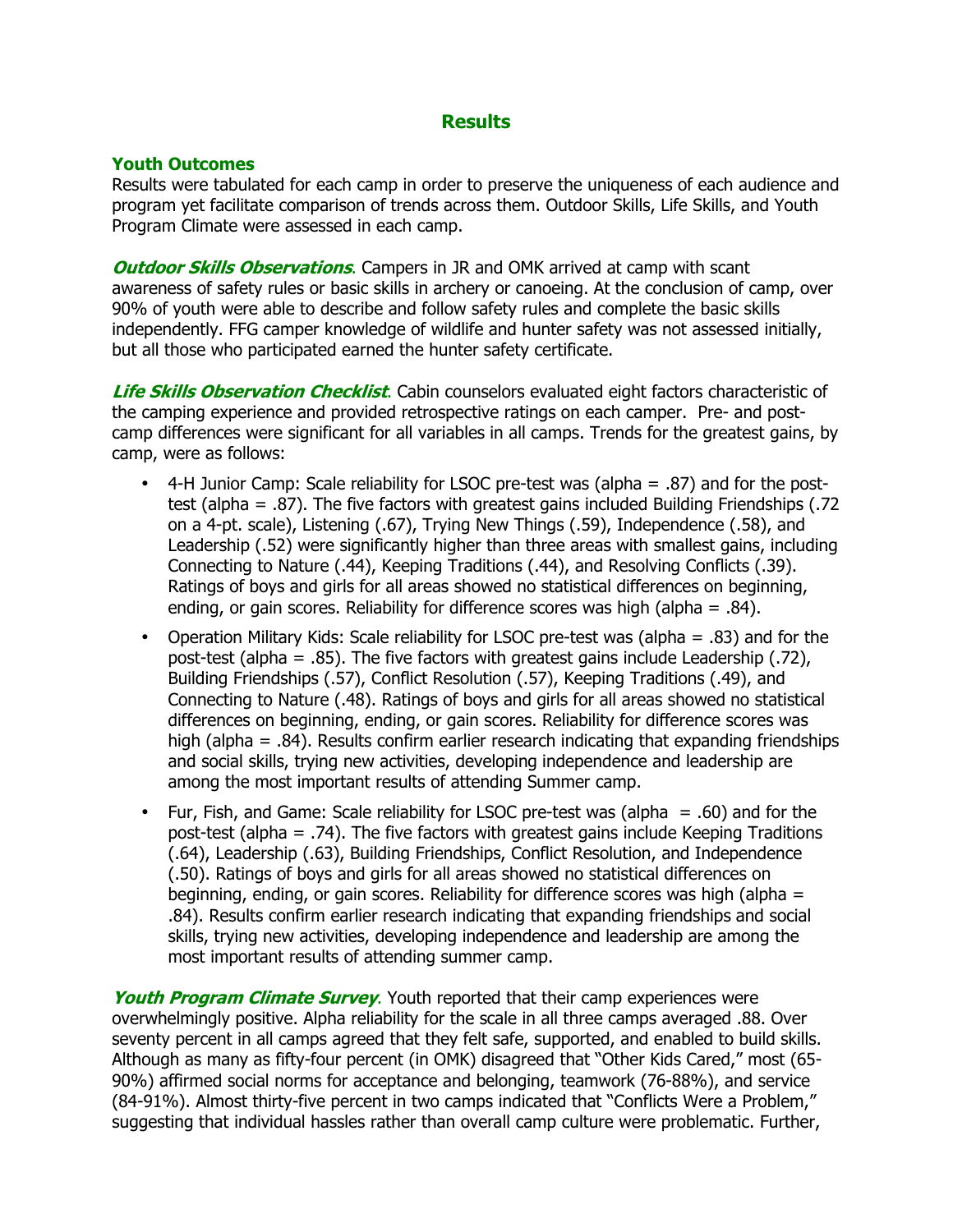## Results

### Youth Outcomes

Results were tabulated for each camp in order to preserve the uniqueness of each audience and program yet facilitate comparison of trends across them. Outdoor Skills, Life Skills, and Youth Program Climate were assessed in each camp.

***Outdoor Skills Observations***. Campers in JR and OMK arrived at camp with scant awareness of safety rules or basic skills in archery or canoeing. At the conclusion of camp, over 90% of youth were able to describe and follow safety rules and complete the basic skills independently. FFG camper knowledge of wildlife and hunter safety was not assessed initially, but all those who participated earned the hunter safety certificate.

***Life Skills Observation Checklist***. Cabin counselors evaluated eight factors characteristic of the camping experience and provided retrospective ratings on each camper. Pre- and post-camp differences were significant for all variables in all camps. Trends for the greatest gains, by camp, were as follows:

- 4-H Junior Camp: Scale reliability for LSOC pre-test was (alpha = .87) and for the post-test (alpha = .87). The five factors with greatest gains included Building Friendships (.72 on a 4-pt. scale), Listening (.67), Trying New Things (.59), Independence (.58), and Leadership (.52) were significantly higher than three areas with smallest gains, including Connecting to Nature (.44), Keeping Traditions (.44), and Resolving Conflicts (.39). Ratings of boys and girls for all areas showed no statistical differences on beginning, ending, or gain scores. Reliability for difference scores was high (alpha = .84).
- Operation Military Kids: Scale reliability for LSOC pre-test was (alpha = .83) and for the post-test (alpha = .85). The five factors with greatest gains include Leadership (.72), Building Friendships (.57), Conflict Resolution (.57), Keeping Traditions (.49), and Connecting to Nature (.48). Ratings of boys and girls for all areas showed no statistical differences on beginning, ending, or gain scores. Reliability for difference scores was high (alpha = .84). Results confirm earlier research indicating that expanding friendships and social skills, trying new activities, developing independence and leadership are among the most important results of attending Summer camp.
- Fur, Fish, and Game: Scale reliability for LSOC pre-test was (alpha = .60) and for the post-test (alpha = .74). The five factors with greatest gains include Keeping Traditions (.64), Leadership (.63), Building Friendships, Conflict Resolution, and Independence (.50). Ratings of boys and girls for all areas showed no statistical differences on beginning, ending, or gain scores. Reliability for difference scores was high (alpha = .84). Results confirm earlier research indicating that expanding friendships and social skills, trying new activities, developing independence and leadership are among the most important results of attending summer camp.

***Youth Program Climate Survey***. Youth reported that their camp experiences were overwhelmingly positive. Alpha reliability for the scale in all three camps averaged .88. Over seventy percent in all camps agreed that they felt safe, supported, and enabled to build skills. Although as many as fifty-four percent (in OMK) disagreed that "Other Kids Cared," most (65-90%) affirmed social norms for acceptance and belonging, teamwork (76-88%), and service (84-91%). Almost thirty-five percent in two camps indicated that "Conflicts Were a Problem," suggesting that individual hassles rather than overall camp culture were problematic. Further,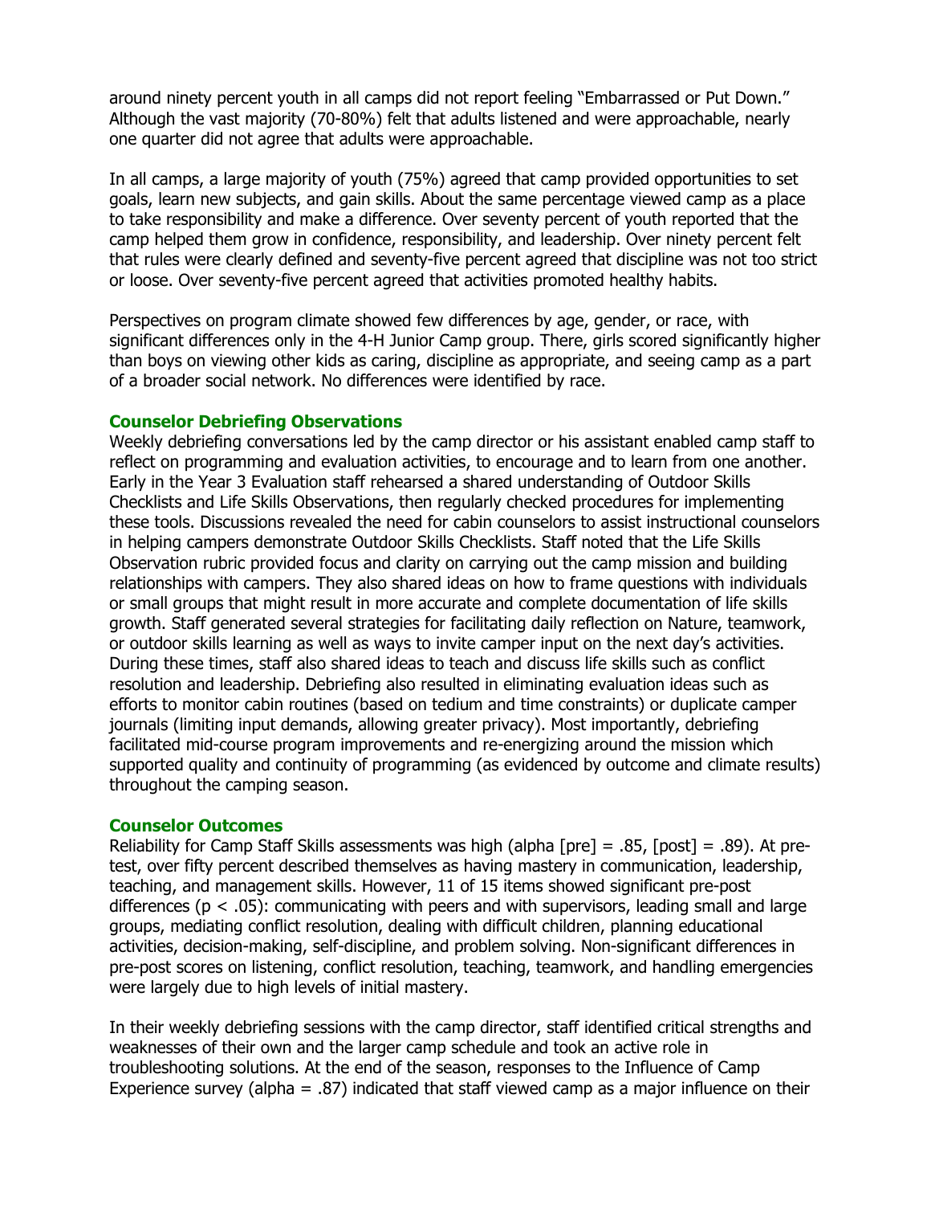around ninety percent youth in all camps did not report feeling "Embarrassed or Put Down." Although the vast majority (70-80%) felt that adults listened and were approachable, nearly one quarter did not agree that adults were approachable.

In all camps, a large majority of youth (75%) agreed that camp provided opportunities to set goals, learn new subjects, and gain skills. About the same percentage viewed camp as a place to take responsibility and make a difference. Over seventy percent of youth reported that the camp helped them grow in confidence, responsibility, and leadership. Over ninety percent felt that rules were clearly defined and seventy-five percent agreed that discipline was not too strict or loose. Over seventy-five percent agreed that activities promoted healthy habits.

Perspectives on program climate showed few differences by age, gender, or race, with significant differences only in the 4-H Junior Camp group. There, girls scored significantly higher than boys on viewing other kids as caring, discipline as appropriate, and seeing camp as a part of a broader social network. No differences were identified by race.

### Counselor Debriefing Observations

Weekly debriefing conversations led by the camp director or his assistant enabled camp staff to reflect on programming and evaluation activities, to encourage and to learn from one another. Early in the Year 3 Evaluation staff rehearsed a shared understanding of Outdoor Skills Checklists and Life Skills Observations, then regularly checked procedures for implementing these tools. Discussions revealed the need for cabin counselors to assist instructional counselors in helping campers demonstrate Outdoor Skills Checklists. Staff noted that the Life Skills Observation rubric provided focus and clarity on carrying out the camp mission and building relationships with campers. They also shared ideas on how to frame questions with individuals or small groups that might result in more accurate and complete documentation of life skills growth. Staff generated several strategies for facilitating daily reflection on Nature, teamwork, or outdoor skills learning as well as ways to invite camper input on the next day's activities. During these times, staff also shared ideas to teach and discuss life skills such as conflict resolution and leadership. Debriefing also resulted in eliminating evaluation ideas such as efforts to monitor cabin routines (based on tedium and time constraints) or duplicate camper journals (limiting input demands, allowing greater privacy). Most importantly, debriefing facilitated mid-course program improvements and re-energizing around the mission which supported quality and continuity of programming (as evidenced by outcome and climate results) throughout the camping season.

### Counselor Outcomes

Reliability for Camp Staff Skills assessments was high (alpha [pre] = .85, [post] = .89). At pre-test, over fifty percent described themselves as having mastery in communication, leadership, teaching, and management skills. However, 11 of 15 items showed significant pre-post differences ($p < .05$): communicating with peers and with supervisors, leading small and large groups, mediating conflict resolution, dealing with difficult children, planning educational activities, decision-making, self-discipline, and problem solving. Non-significant differences in pre-post scores on listening, conflict resolution, teaching, teamwork, and handling emergencies were largely due to high levels of initial mastery.

In their weekly debriefing sessions with the camp director, staff identified critical strengths and weaknesses of their own and the larger camp schedule and took an active role in troubleshooting solutions. At the end of the season, responses to the Influence of Camp Experience survey (alpha = .87) indicated that staff viewed camp as a major influence on their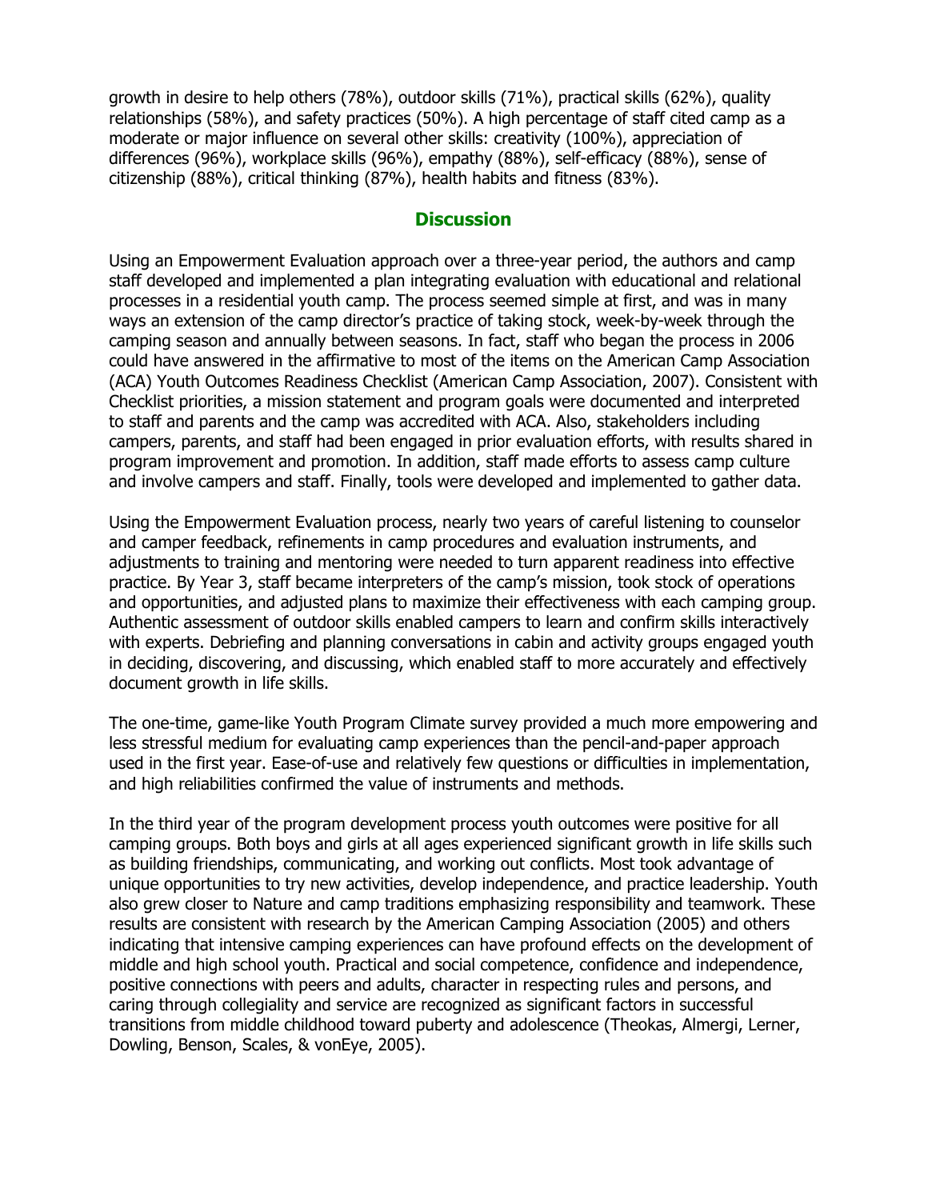growth in desire to help others (78%), outdoor skills (71%), practical skills (62%), quality relationships (58%), and safety practices (50%). A high percentage of staff cited camp as a moderate or major influence on several other skills: creativity (100%), appreciation of differences (96%), workplace skills (96%), empathy (88%), self-efficacy (88%), sense of citizenship (88%), critical thinking (87%), health habits and fitness (83%).

## Discussion

Using an Empowerment Evaluation approach over a three-year period, the authors and camp staff developed and implemented a plan integrating evaluation with educational and relational processes in a residential youth camp. The process seemed simple at first, and was in many ways an extension of the camp director's practice of taking stock, week-by-week through the camping season and annually between seasons. In fact, staff who began the process in 2006 could have answered in the affirmative to most of the items on the American Camp Association (ACA) Youth Outcomes Readiness Checklist (American Camp Association, 2007). Consistent with Checklist priorities, a mission statement and program goals were documented and interpreted to staff and parents and the camp was accredited with ACA. Also, stakeholders including campers, parents, and staff had been engaged in prior evaluation efforts, with results shared in program improvement and promotion. In addition, staff made efforts to assess camp culture and involve campers and staff. Finally, tools were developed and implemented to gather data.

Using the Empowerment Evaluation process, nearly two years of careful listening to counselor and camper feedback, refinements in camp procedures and evaluation instruments, and adjustments to training and mentoring were needed to turn apparent readiness into effective practice. By Year 3, staff became interpreters of the camp's mission, took stock of operations and opportunities, and adjusted plans to maximize their effectiveness with each camping group. Authentic assessment of outdoor skills enabled campers to learn and confirm skills interactively with experts. Debriefing and planning conversations in cabin and activity groups engaged youth in deciding, discovering, and discussing, which enabled staff to more accurately and effectively document growth in life skills.

The one-time, game-like Youth Program Climate survey provided a much more empowering and less stressful medium for evaluating camp experiences than the pencil-and-paper approach used in the first year. Ease-of-use and relatively few questions or difficulties in implementation, and high reliabilities confirmed the value of instruments and methods.

In the third year of the program development process youth outcomes were positive for all camping groups. Both boys and girls at all ages experienced significant growth in life skills such as building friendships, communicating, and working out conflicts. Most took advantage of unique opportunities to try new activities, develop independence, and practice leadership. Youth also grew closer to Nature and camp traditions emphasizing responsibility and teamwork. These results are consistent with research by the American Camping Association (2005) and others indicating that intensive camping experiences can have profound effects on the development of middle and high school youth. Practical and social competence, confidence and independence, positive connections with peers and adults, character in respecting rules and persons, and caring through collegiality and service are recognized as significant factors in successful transitions from middle childhood toward puberty and adolescence (Theokas, Almergi, Lerner, Dowling, Benson, Scales, & vonEye, 2005).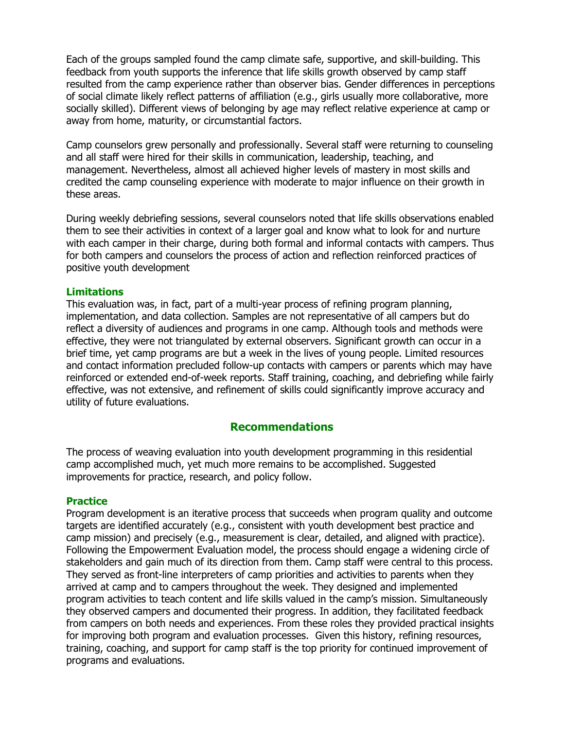Each of the groups sampled found the camp climate safe, supportive, and skill-building. This feedback from youth supports the inference that life skills growth observed by camp staff resulted from the camp experience rather than observer bias. Gender differences in perceptions of social climate likely reflect patterns of affiliation (e.g., girls usually more collaborative, more socially skilled). Different views of belonging by age may reflect relative experience at camp or away from home, maturity, or circumstantial factors.

Camp counselors grew personally and professionally. Several staff were returning to counseling and all staff were hired for their skills in communication, leadership, teaching, and management. Nevertheless, almost all achieved higher levels of mastery in most skills and credited the camp counseling experience with moderate to major influence on their growth in these areas.

During weekly debriefing sessions, several counselors noted that life skills observations enabled them to see their activities in context of a larger goal and know what to look for and nurture with each camper in their charge, during both formal and informal contacts with campers. Thus for both campers and counselors the process of action and reflection reinforced practices of positive youth development

### Limitations

This evaluation was, in fact, part of a multi-year process of refining program planning, implementation, and data collection. Samples are not representative of all campers but do reflect a diversity of audiences and programs in one camp. Although tools and methods were effective, they were not triangulated by external observers. Significant growth can occur in a brief time, yet camp programs are but a week in the lives of young people. Limited resources and contact information precluded follow-up contacts with campers or parents which may have reinforced or extended end-of-week reports. Staff training, coaching, and debriefing while fairly effective, was not extensive, and refinement of skills could significantly improve accuracy and utility of future evaluations.

## Recommendations

The process of weaving evaluation into youth development programming in this residential camp accomplished much, yet much more remains to be accomplished. Suggested improvements for practice, research, and policy follow.

### Practice

Program development is an iterative process that succeeds when program quality and outcome targets are identified accurately (e.g., consistent with youth development best practice and camp mission) and precisely (e.g., measurement is clear, detailed, and aligned with practice). Following the Empowerment Evaluation model, the process should engage a widening circle of stakeholders and gain much of its direction from them. Camp staff were central to this process. They served as front-line interpreters of camp priorities and activities to parents when they arrived at camp and to campers throughout the week. They designed and implemented program activities to teach content and life skills valued in the camp's mission. Simultaneously they observed campers and documented their progress. In addition, they facilitated feedback from campers on both needs and experiences. From these roles they provided practical insights for improving both program and evaluation processes. Given this history, refining resources, training, coaching, and support for camp staff is the top priority for continued improvement of programs and evaluations.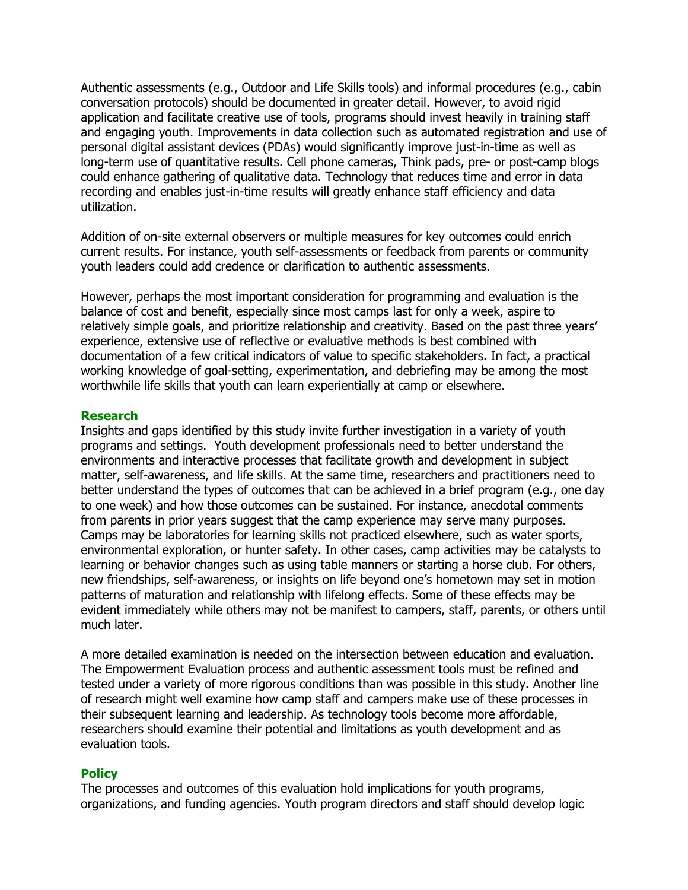Authentic assessments (e.g., Outdoor and Life Skills tools) and informal procedures (e.g., cabin conversation protocols) should be documented in greater detail. However, to avoid rigid application and facilitate creative use of tools, programs should invest heavily in training staff and engaging youth. Improvements in data collection such as automated registration and use of personal digital assistant devices (PDAs) would significantly improve just-in-time as well as long-term use of quantitative results. Cell phone cameras, Think pads, pre- or post-camp blogs could enhance gathering of qualitative data. Technology that reduces time and error in data recording and enables just-in-time results will greatly enhance staff efficiency and data utilization.

Addition of on-site external observers or multiple measures for key outcomes could enrich current results. For instance, youth self-assessments or feedback from parents or community youth leaders could add credence or clarification to authentic assessments.

However, perhaps the most important consideration for programming and evaluation is the balance of cost and benefit, especially since most camps last for only a week, aspire to relatively simple goals, and prioritize relationship and creativity. Based on the past three years' experience, extensive use of reflective or evaluative methods is best combined with documentation of a few critical indicators of value to specific stakeholders. In fact, a practical working knowledge of goal-setting, experimentation, and debriefing may be among the most worthwhile life skills that youth can learn experientially at camp or elsewhere.

### Research

Insights and gaps identified by this study invite further investigation in a variety of youth programs and settings. Youth development professionals need to better understand the environments and interactive processes that facilitate growth and development in subject matter, self-awareness, and life skills. At the same time, researchers and practitioners need to better understand the types of outcomes that can be achieved in a brief program (e.g., one day to one week) and how those outcomes can be sustained. For instance, anecdotal comments from parents in prior years suggest that the camp experience may serve many purposes. Camps may be laboratories for learning skills not practiced elsewhere, such as water sports, environmental exploration, or hunter safety. In other cases, camp activities may be catalysts to learning or behavior changes such as using table manners or starting a horse club. For others, new friendships, self-awareness, or insights on life beyond one's hometown may set in motion patterns of maturation and relationship with lifelong effects. Some of these effects may be evident immediately while others may not be manifest to campers, staff, parents, or others until much later.

A more detailed examination is needed on the intersection between education and evaluation. The Empowerment Evaluation process and authentic assessment tools must be refined and tested under a variety of more rigorous conditions than was possible in this study. Another line of research might well examine how camp staff and campers make use of these processes in their subsequent learning and leadership. As technology tools become more affordable, researchers should examine their potential and limitations as youth development and as evaluation tools.

### Policy

The processes and outcomes of this evaluation hold implications for youth programs, organizations, and funding agencies. Youth program directors and staff should develop logic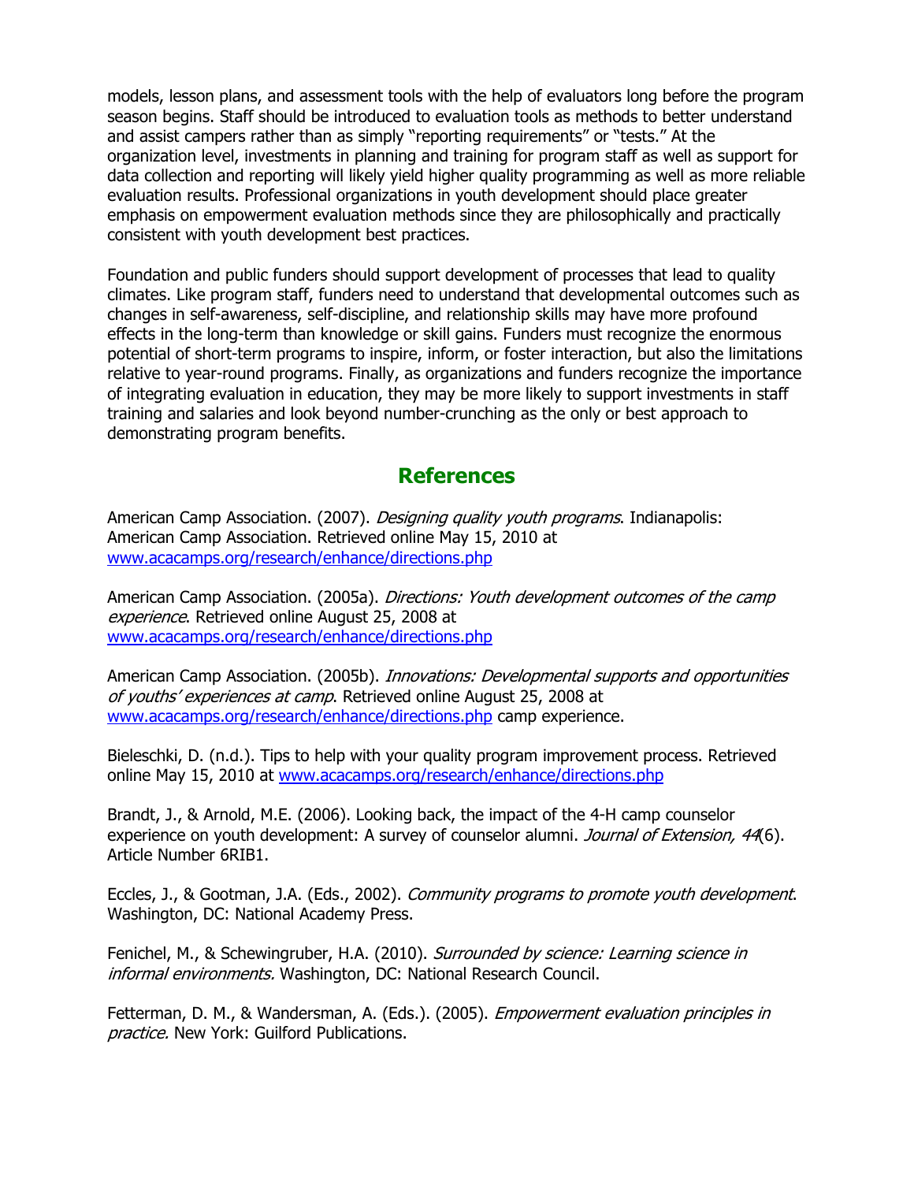models, lesson plans, and assessment tools with the help of evaluators long before the program season begins. Staff should be introduced to evaluation tools as methods to better understand and assist campers rather than as simply "reporting requirements" or "tests." At the organization level, investments in planning and training for program staff as well as support for data collection and reporting will likely yield higher quality programming as well as more reliable evaluation results. Professional organizations in youth development should place greater emphasis on empowerment evaluation methods since they are philosophically and practically consistent with youth development best practices.

Foundation and public funders should support development of processes that lead to quality climates. Like program staff, funders need to understand that developmental outcomes such as changes in self-awareness, self-discipline, and relationship skills may have more profound effects in the long-term than knowledge or skill gains. Funders must recognize the enormous potential of short-term programs to inspire, inform, or foster interaction, but also the limitations relative to year-round programs. Finally, as organizations and funders recognize the importance of integrating evaluation in education, they may be more likely to support investments in staff training and salaries and look beyond number-crunching as the only or best approach to demonstrating program benefits.

## References

American Camp Association. (2007). *Designing quality youth programs*. Indianapolis: American Camp Association. Retrieved online May 15, 2010 at www.acacamps.org/research/enhance/directions.php

American Camp Association. (2005a). *Directions: Youth development outcomes of the camp experience*. Retrieved online August 25, 2008 at www.acacamps.org/research/enhance/directions.php

American Camp Association. (2005b). *Innovations: Developmental supports and opportunities of youths' experiences at camp*. Retrieved online August 25, 2008 at www.acacamps.org/research/enhance/directions.php camp experience.

Bieleschki, D. (n.d.). Tips to help with your quality program improvement process. Retrieved online May 15, 2010 at www.acacamps.org/research/enhance/directions.php

Brandt, J., & Arnold, M.E. (2006). Looking back, the impact of the 4-H camp counselor experience on youth development: A survey of counselor alumni. *Journal of Extension, 44*(6). Article Number 6RIB1.

Eccles, J., & Gootman, J.A. (Eds., 2002). *Community programs to promote youth development*. Washington, DC: National Academy Press.

Fenichel, M., & Schewingruber, H.A. (2010). *Surrounded by science: Learning science in informal environments.* Washington, DC: National Research Council.

Fetterman, D. M., & Wandersman, A. (Eds.). (2005). *Empowerment evaluation principles in practice.* New York: Guilford Publications.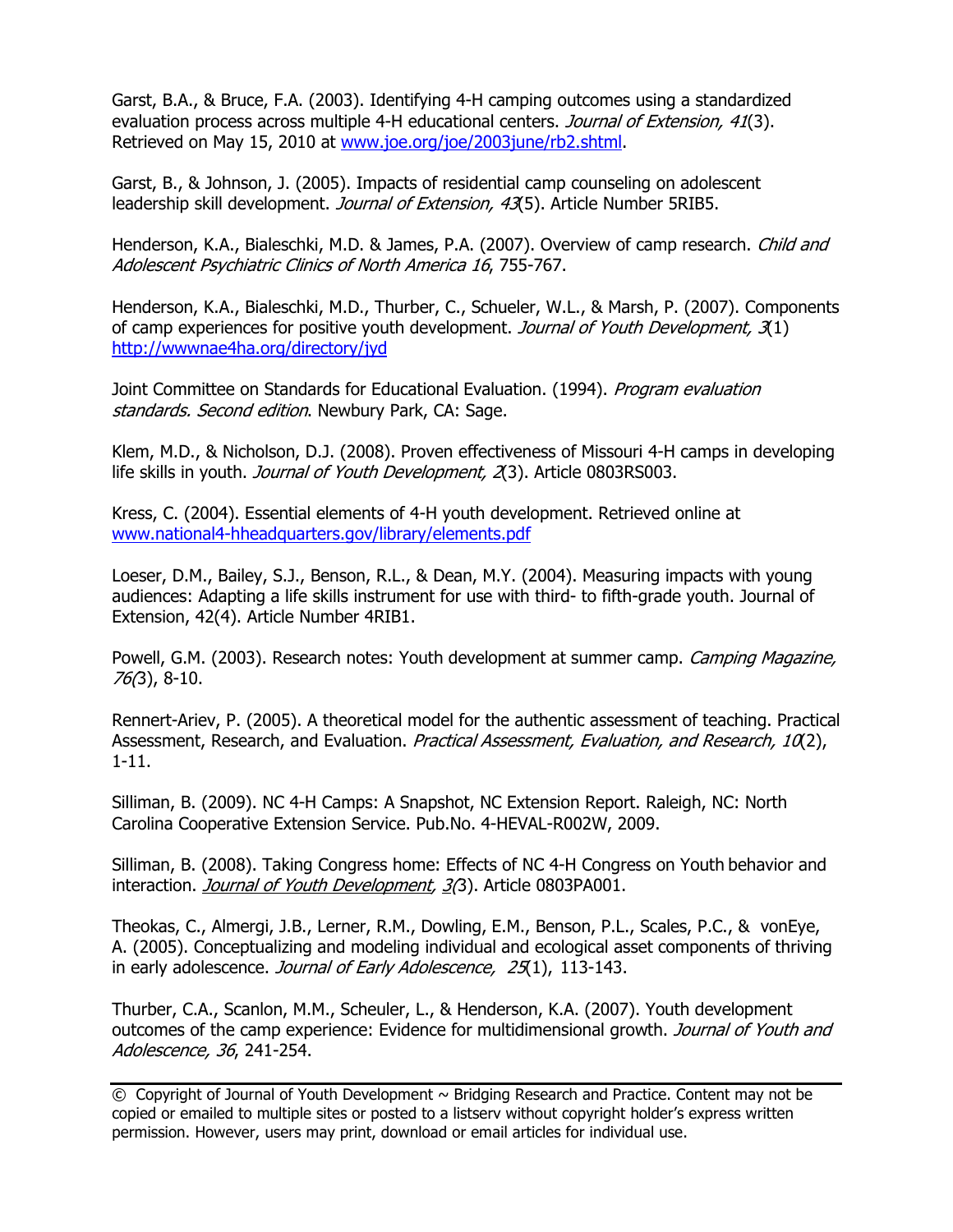Garst, B.A., & Bruce, F.A. (2003). Identifying 4-H camping outcomes using a standardized evaluation process across multiple 4-H educational centers. *Journal of Extension, 41*(3). Retrieved on May 15, 2010 at [www.joe.org/joe/2003june/rb2.shtml](www.joe.org/joe/2003june/rb2.shtml).

Garst, B., & Johnson, J. (2005). Impacts of residential camp counseling on adolescent leadership skill development. *Journal of Extension, 43*(5). Article Number 5RIB5.

Henderson, K.A., Bialeschki, M.D. & James, P.A. (2007). Overview of camp research. *Child and Adolescent Psychiatric Clinics of North America 16*, 755-767.

Henderson, K.A., Bialeschki, M.D., Thurber, C., Schueler, W.L., & Marsh, P. (2007). Components of camp experiences for positive youth development. *Journal of Youth Development, 3*(1) [http://wwwnae4ha.org/directory/jyd](http://wwwnae4ha.org/directory/jyd)

Joint Committee on Standards for Educational Evaluation. (1994). *Program evaluation standards. Second edition*. Newbury Park, CA: Sage.

Klem, M.D., & Nicholson, D.J. (2008). Proven effectiveness of Missouri 4-H camps in developing life skills in youth. *Journal of Youth Development, 2*(3). Article 0803RS003.

Kress, C. (2004). Essential elements of 4-H youth development. Retrieved online at [www.national4-hheadquarters.gov/library/elements.pdf](www.national4-hheadquarters.gov/library/elements.pdf)

Loeser, D.M., Bailey, S.J., Benson, R.L., & Dean, M.Y. (2004). Measuring impacts with young audiences: Adapting a life skills instrument for use with third- to fifth-grade youth. Journal of Extension, 42(4). Article Number 4RIB1.

Powell, G.M. (2003). Research notes: Youth development at summer camp. *Camping Magazine, 76(*3), 8-10.

Rennert-Ariev, P. (2005). A theoretical model for the authentic assessment of teaching. Practical Assessment, Research, and Evaluation. *Practical Assessment, Evaluation, and Research, 10*(2), 1-11.

Silliman, B. (2009). NC 4-H Camps: A Snapshot, NC Extension Report. Raleigh, NC: North Carolina Cooperative Extension Service. Pub.No. 4-HEVAL-R002W, 2009.

Silliman, B. (2008). Taking Congress home: Effects of NC 4-H Congress on Youth behavior and interaction. *Journal of Youth Development, 3(*3). Article 0803PA001.

Theokas, C., Almergi, J.B., Lerner, R.M., Dowling, E.M., Benson, P.L., Scales, P.C., & vonEye, A. (2005). Conceptualizing and modeling individual and ecological asset components of thriving in early adolescence. *Journal of Early Adolescence, 25*(1), 113-143.

Thurber, C.A., Scanlon, M.M., Scheuler, L., & Henderson, K.A. (2007). Youth development outcomes of the camp experience: Evidence for multidimensional growth. *Journal of Youth and Adolescence, 36*, 241-254.

© Copyright of Journal of Youth Development ~ Bridging Research and Practice. Content may not be copied or emailed to multiple sites or posted to a listserv without copyright holder's express written permission. However, users may print, download or email articles for individual use.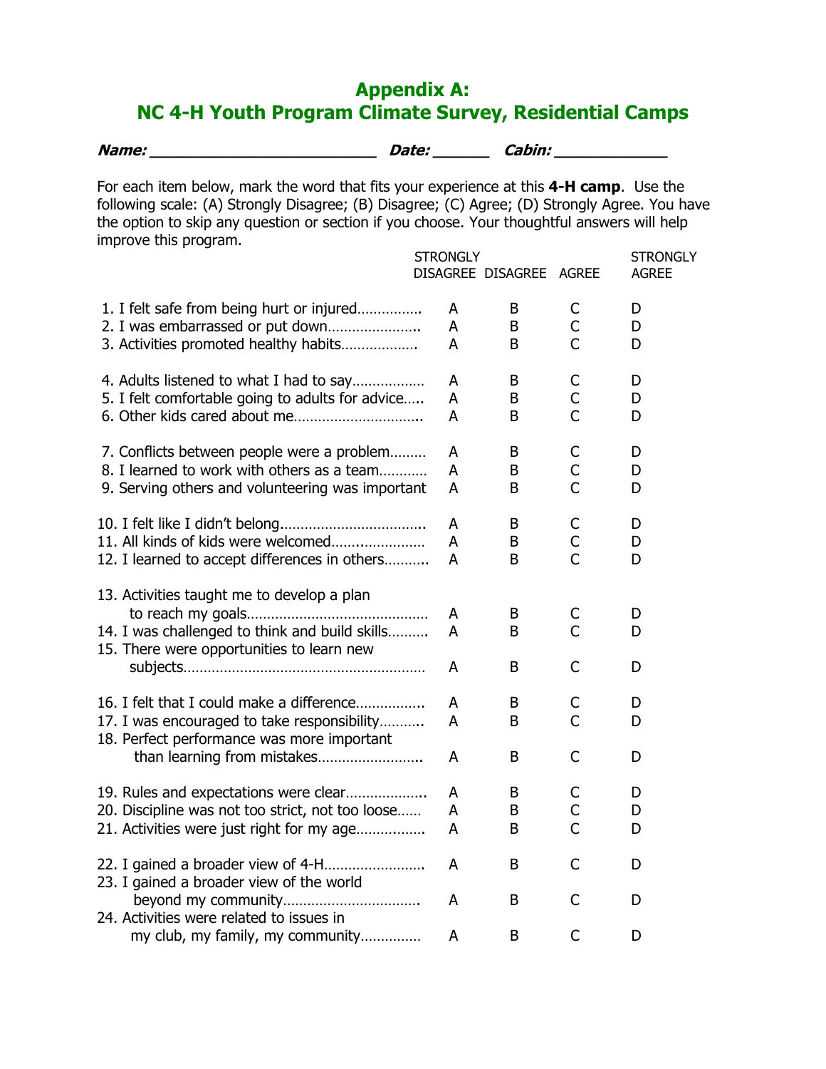# Appendix A: NC 4-H Youth Program Climate Survey, Residential Camps

***Name:* _________________________ *Date:* ______ *Cabin:* ____________**

For each item below, mark the word that fits your experience at this **4-H camp**. Use the following scale: (A) Strongly Disagree; (B) Disagree; (C) Agree; (D) Strongly Agree. You have the option to skip any question or section if you choose. Your thoughtful answers will help improve this program.

| | STRONGLY DISAGREE | DISAGREE | AGREE | STRONGLY AGREE |
|---|---|---|---|---|
| 1. I felt safe from being hurt or injured…………… | A | B | C | D |
| 2. I was embarrassed or put down………………….. | A | B | C | D |
| 3. Activities promoted healthy habits……………… | A | B | C | D |
| 4. Adults listened to what I had to say……………… | A | B | C | D |
| 5. I felt comfortable going to adults for advice….. | A | B | C | D |
| 6. Other kids cared about me……………………….. | A | B | C | D |
| 7. Conflicts between people were a problem……… | A | B | C | D |
| 8. I learned to work with others as a team………… | A | B | C | D |
| 9. Serving others and volunteering was important | A | B | C | D |
| 10. I felt like I didn't belong…………………………… | A | B | C | D |
| 11. All kinds of kids were welcomed…………………. | A | B | C | D |
| 12. I learned to accept differences in others……….. | A | B | C | D |
| 13. Activities taught me to develop a plan to reach my goals……………………………………… | A | B | C | D |
| 14. I was challenged to think and build skills………. | A | B | C | D |
| 15. There were opportunities to learn new subjects………………………………………………… | A | B | C | D |
| 16. I felt that I could make a difference……………. | A | B | C | D |
| 17. I was encouraged to take responsibility………. | A | B | C | D |
| 18. Perfect performance was more important than learning from mistakes…………………….. | A | B | C | D |
| 19. Rules and expectations were clear………………. | A | B | C | D |
| 20. Discipline was not too strict, not too loose…… | A | B | C | D |
| 21. Activities were just right for my age…………… | A | B | C | D |
| 22. I gained a broader view of 4-H…………………… | A | B | C | D |
| 23. I gained a broader view of the world beyond my community…………………………… | A | B | C | D |
| 24. Activities were related to issues in my club, my family, my community…………… | A | B | C | D |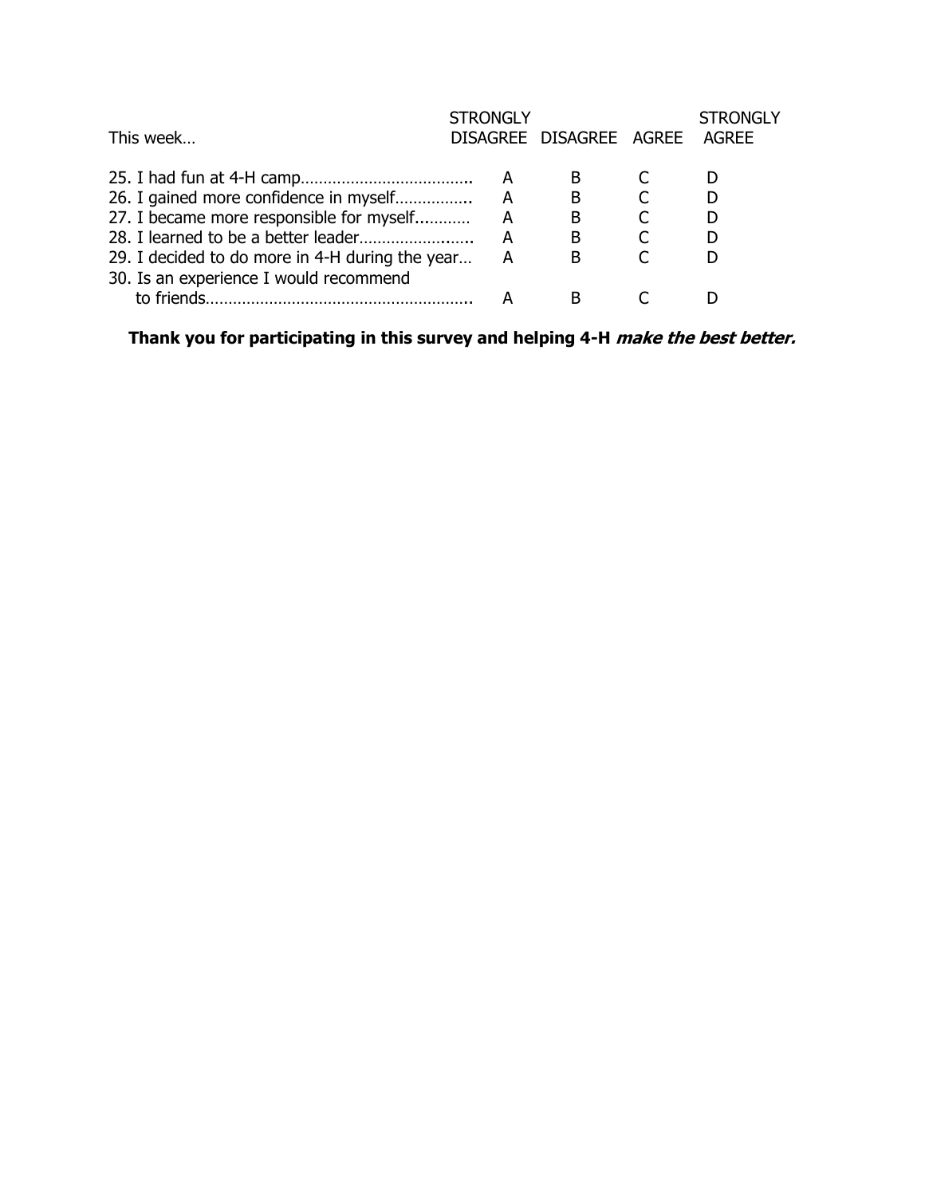| This week… | STRONGLY DISAGREE | DISAGREE | AGREE | STRONGLY AGREE |
|---|---|---|---|---|
| 25. I had fun at 4-H camp……………………………….. | A | B | C | D |
| 26. I gained more confidence in myself…………….. | A | B | C | D |
| 27. I became more responsible for myself........... | A | B | C | D |
| 28. I learned to be a better leader………………...... | A | B | C | D |
| 29. I decided to do more in 4-H during the year… | A | B | C | D |
| 30. Is an experience I would recommend to friends………………………………………………….. | A | B | C | D |

**Thank you for participating in this survey and helping 4-H *make the best better.***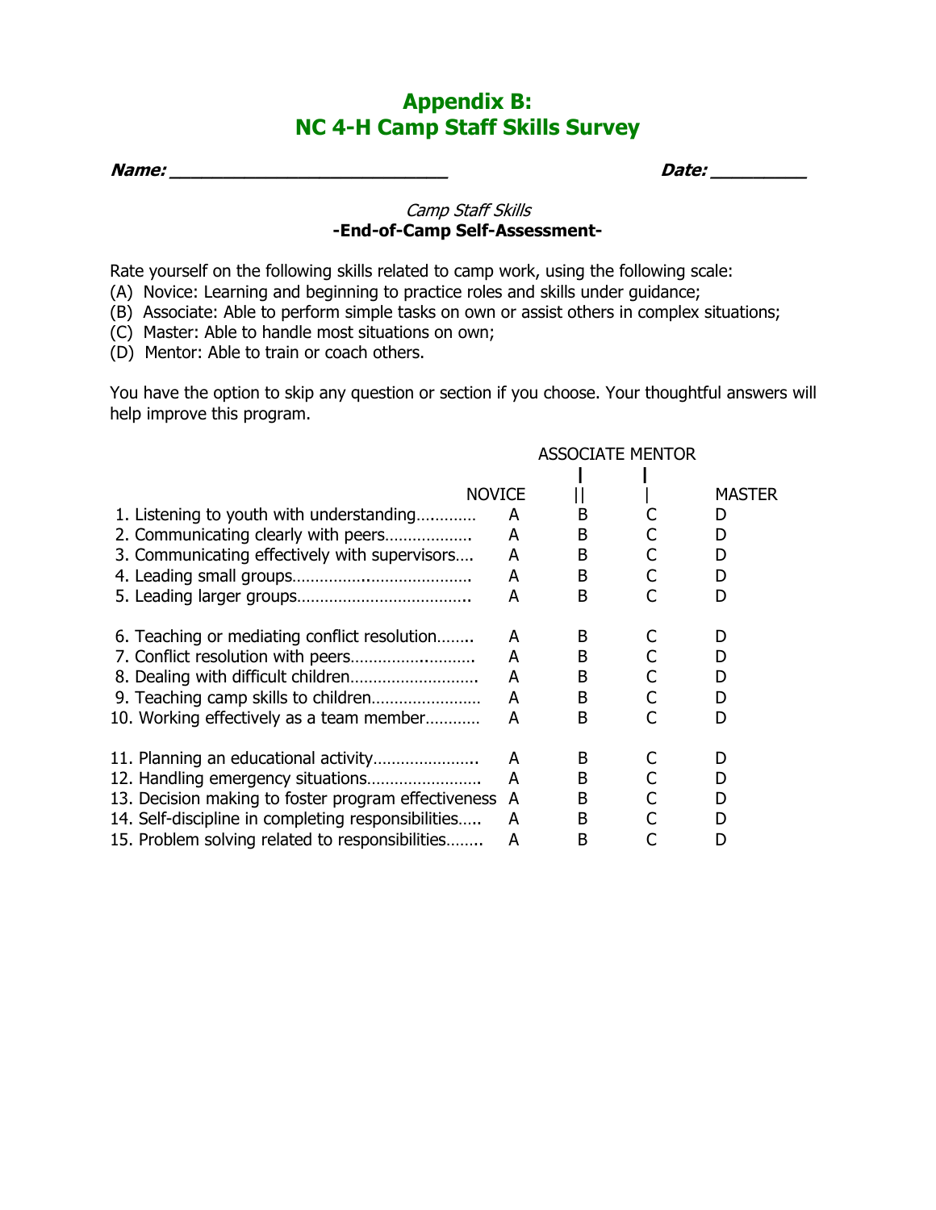# Appendix B:
# NC 4-H Camp Staff Skills Survey

***Name:* ___________________________** ***Date:* _________**

*Camp Staff Skills*
**-End-of-Camp Self-Assessment-**

Rate yourself on the following skills related to camp work, using the following scale:
(A) Novice: Learning and beginning to practice roles and skills under guidance;
(B) Associate: Able to perform simple tasks on own or assist others in complex situations;
(C) Master: Able to handle most situations on own;
(D) Mentor: Able to train or coach others.

You have the option to skip any question or section if you choose. Your thoughtful answers will help improve this program.

| | NOVICE | ASSOCIATE | MENTOR | MASTER |
|---|---|---|---|---|
| 1. Listening to youth with understanding………… | A | B | C | D |
| 2. Communicating clearly with peers……………… | A | B | C | D |
| 3. Communicating effectively with supervisors…. | A | B | C | D |
| 4. Leading small groups………………………………. | A | B | C | D |
| 5. Leading larger groups………………………………. | A | B | C | D |
| 6. Teaching or mediating conflict resolution…….. | A | B | C | D |
| 7. Conflict resolution with peers……………………… | A | B | C | D |
| 8. Dealing with difficult children……………………… | A | B | C | D |
| 9. Teaching camp skills to children…………………… | A | B | C | D |
| 10. Working effectively as a team member………… | A | B | C | D |
| 11. Planning an educational activity…………………. | A | B | C | D |
| 12. Handling emergency situations…………………… | A | B | C | D |
| 13. Decision making to foster program effectiveness | A | B | C | D |
| 14. Self-discipline in completing responsibilities….. | A | B | C | D |
| 15. Problem solving related to responsibilities…….. | A | B | C | D |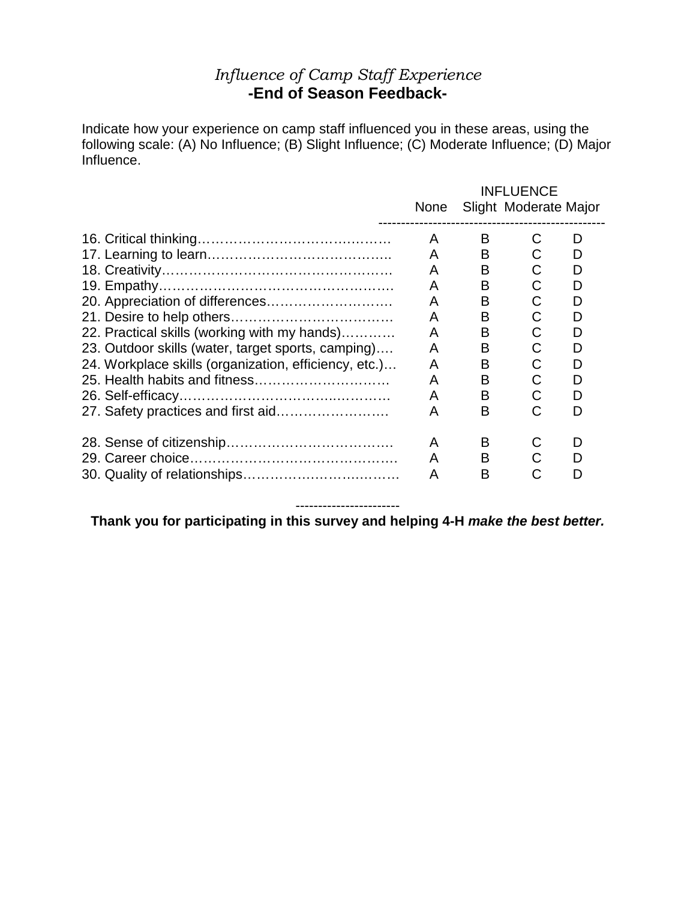*Influence of Camp Staff Experience*

**-End of Season Feedback-**

Indicate how your experience on camp staff influenced you in these areas, using the following scale: (A) No Influence; (B) Slight Influence; (C) Moderate Influence; (D) Major Influence.

| | INFLUENCE | | | |
|---|---|---|---|---|
| | None | Slight | Moderate | Major |
| 16. Critical thinking…………………………………… | A | B | C | D |
| 17. Learning to learn………………………………….. | A | B | C | D |
| 18. Creativity…………………………………………. | A | B | C | D |
| 19. Empathy……………………………………………. | A | B | C | D |
| 20. Appreciation of differences………………………. | A | B | C | D |
| 21. Desire to help others……………………………… | A | B | C | D |
| 22. Practical skills (working with my hands)………… | A | B | C | D |
| 23. Outdoor skills (water, target sports, camping)…. | A | B | C | D |
| 24. Workplace skills (organization, efficiency, etc.)… | A | B | C | D |
| 25. Health habits and fitness………………………… | A | B | C | D |
| 26. Self-efficacy………………………………………. | A | B | C | D |
| 27. Safety practices and first aid……………………. | A | B | C | D |
| 28. Sense of citizenship……………………………… | A | B | C | D |
| 29. Career choice………………………………………. | A | B | C | D |
| 30. Quality of relationships……………………………. | A | B | C | D |

----------------------

**Thank you for participating in this survey and helping 4-H *make the best better.***